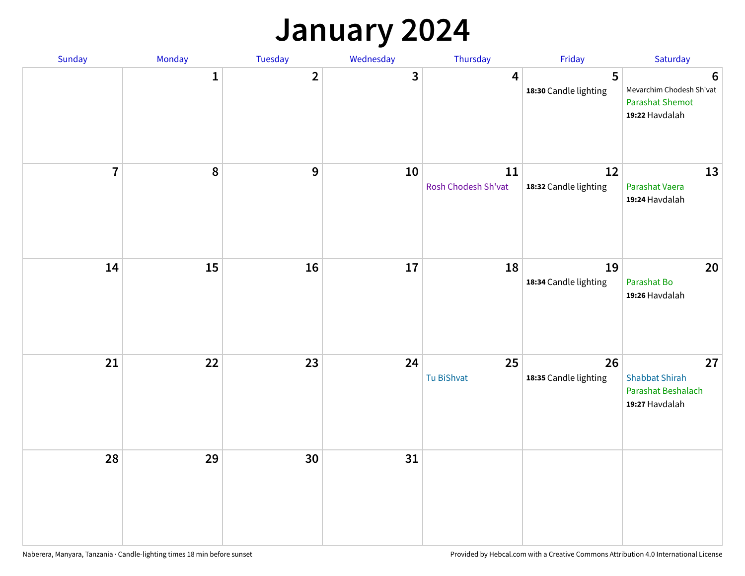# January 2024

| Sunday | Monday | Tuesday | Wednesday | Thursday | Friday | Saturday |
|---|---|---|---|---|---|---|
| | 1 | 2 | 3 | 4 | 5<br>**18:30** Candle lighting | 6<br>Mevarchim Chodesh Sh'vat<br>Parashat Shemot<br>**19:22** Havdalah |
| 7 | 8 | 9 | 10 | 11<br>Rosh Chodesh Sh'vat | 12<br>**18:32** Candle lighting | 13<br>Parashat Vaera<br>**19:24** Havdalah |
| 14 | 15 | 16 | 17 | 18 | 19<br>**18:34** Candle lighting | 20<br>Parashat Bo<br>**19:26** Havdalah |
| 21 | 22 | 23 | 24 | 25<br>Tu BiShvat | 26<br>**18:35** Candle lighting | 27<br>Shabbat Shirah<br>Parashat Beshalach<br>**19:27** Havdalah |
| 28 | 29 | 30 | 31 | | | |

Naberera, Manyara, Tanzania · Candle-lighting times 18 min before sunset

Provided by Hebcal.com with a Creative Commons Attribution 4.0 International License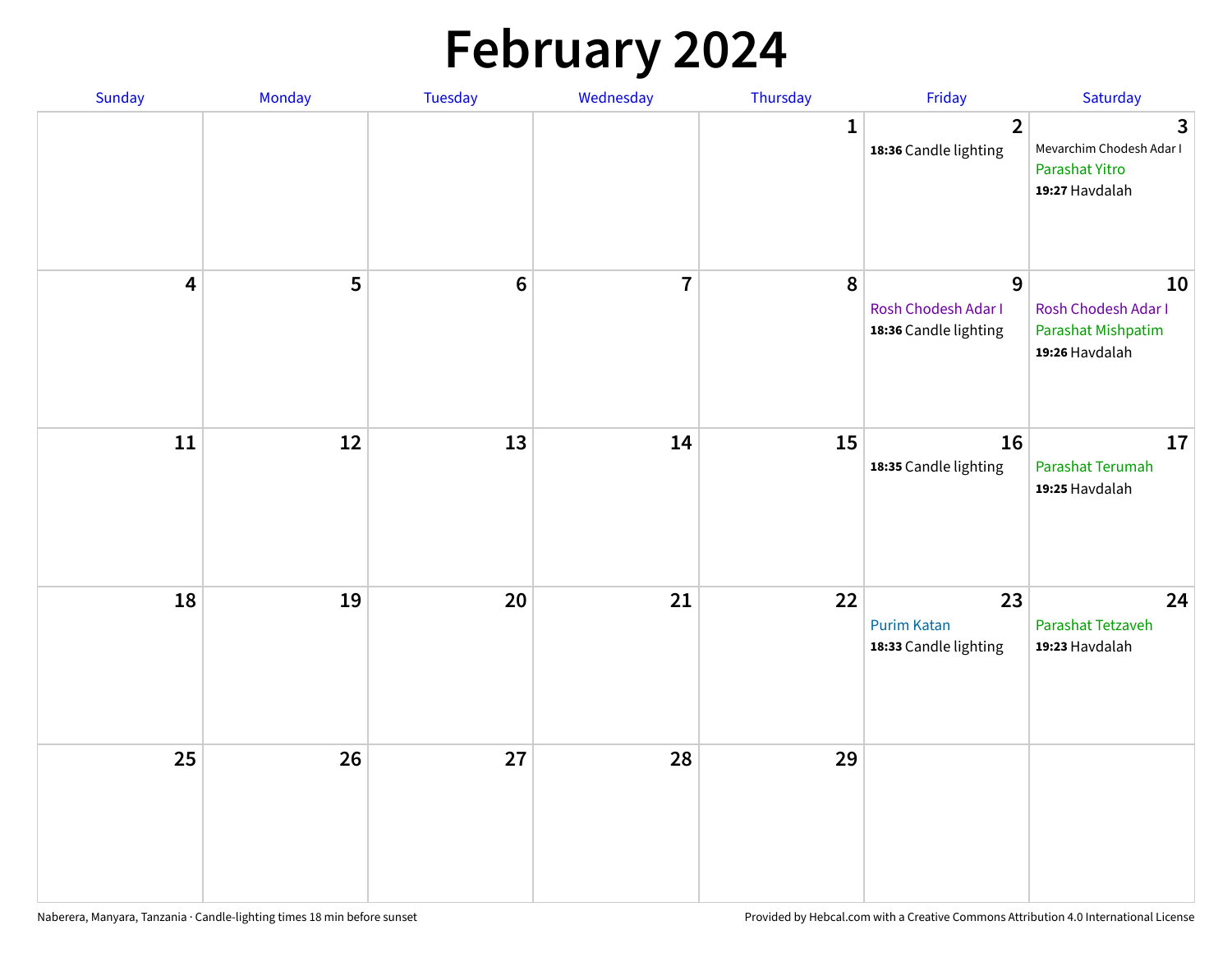# February 2024

| Sunday | Monday | Tuesday | Wednesday | Thursday | Friday | Saturday |
|---|---|---|---|---|---|---|
| | | | | 1 | 2<br>**18:36** Candle lighting | 3<br>Mevarchim Chodesh Adar I<br>Parashat Yitro<br>**19:27** Havdalah |
| 4 | 5 | 6 | 7 | 8 | 9<br>Rosh Chodesh Adar I<br>**18:36** Candle lighting | 10<br>Rosh Chodesh Adar I<br>Parashat Mishpatim<br>**19:26** Havdalah |
| 11 | 12 | 13 | 14 | 15 | 16<br>**18:35** Candle lighting | 17<br>Parashat Terumah<br>**19:25** Havdalah |
| 18 | 19 | 20 | 21 | 22 | 23<br>Purim Katan<br>**18:33** Candle lighting | 24<br>Parashat Tetzaveh<br>**19:23** Havdalah |
| 25 | 26 | 27 | 28 | 29 | | |

Naberera, Manyara, Tanzania · Candle-lighting times 18 min before sunset

Provided by Hebcal.com with a Creative Commons Attribution 4.0 International License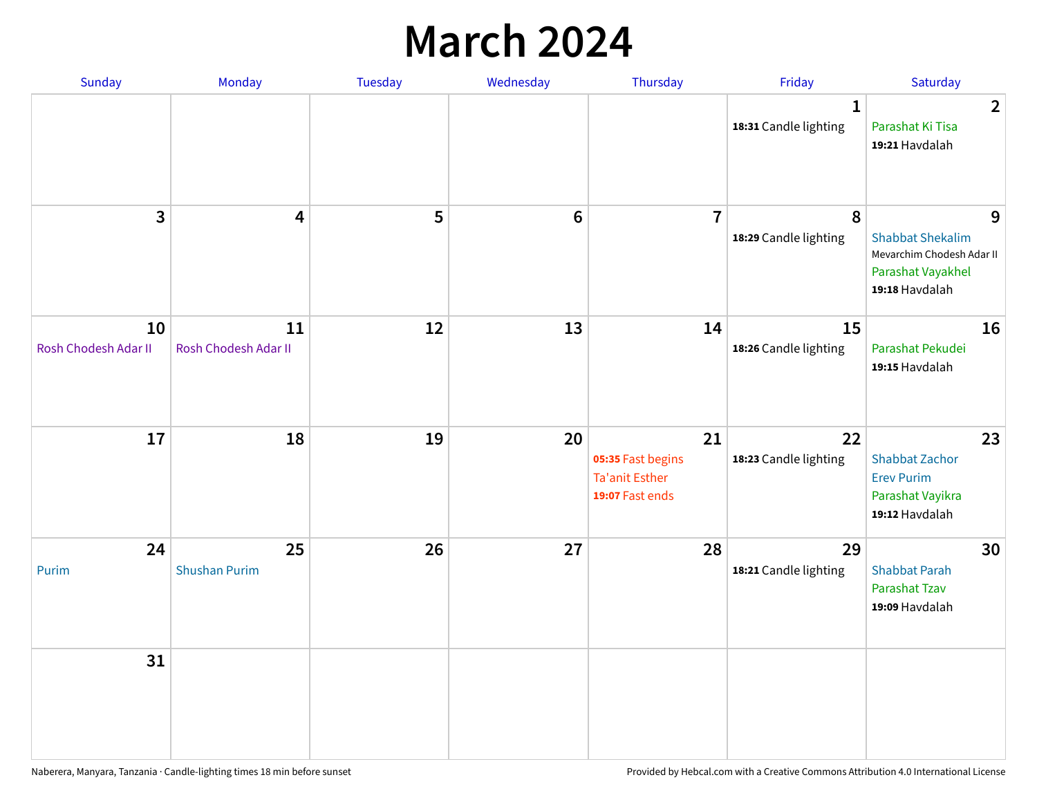# March 2024

| Sunday | Monday | Tuesday | Wednesday | Thursday | Friday | Saturday |
|---|---|---|---|---|---|---|
| | | | | | 1<br>**18:31** Candle lighting | 2<br>Parashat Ki Tisa<br>**19:21** Havdalah |
| 3 | 4 | 5 | 6 | 7 | 8<br>**18:29** Candle lighting | 9<br>Shabbat Shekalim<br>Mevarchim Chodesh Adar II<br>Parashat Vayakhel<br>**19:18** Havdalah |
| 10<br>Rosh Chodesh Adar II | 11<br>Rosh Chodesh Adar II | 12 | 13 | 14 | 15<br>**18:26** Candle lighting | 16<br>Parashat Pekudei<br>**19:15** Havdalah |
| 17 | 18 | 19 | 20 | 21<br>**05:35** Fast begins<br>Ta'anit Esther<br>**19:07** Fast ends | 22<br>**18:23** Candle lighting | 23<br>Shabbat Zachor<br>Erev Purim<br>Parashat Vayikra<br>**19:12** Havdalah |
| 24<br>Purim | 25<br>Shushan Purim | 26 | 27 | 28 | 29<br>**18:21** Candle lighting | 30<br>Shabbat Parah<br>Parashat Tzav<br>**19:09** Havdalah |
| 31 | | | | | | |

Naberera, Manyara, Tanzania · Candle-lighting times 18 min before sunset

Provided by Hebcal.com with a Creative Commons Attribution 4.0 International License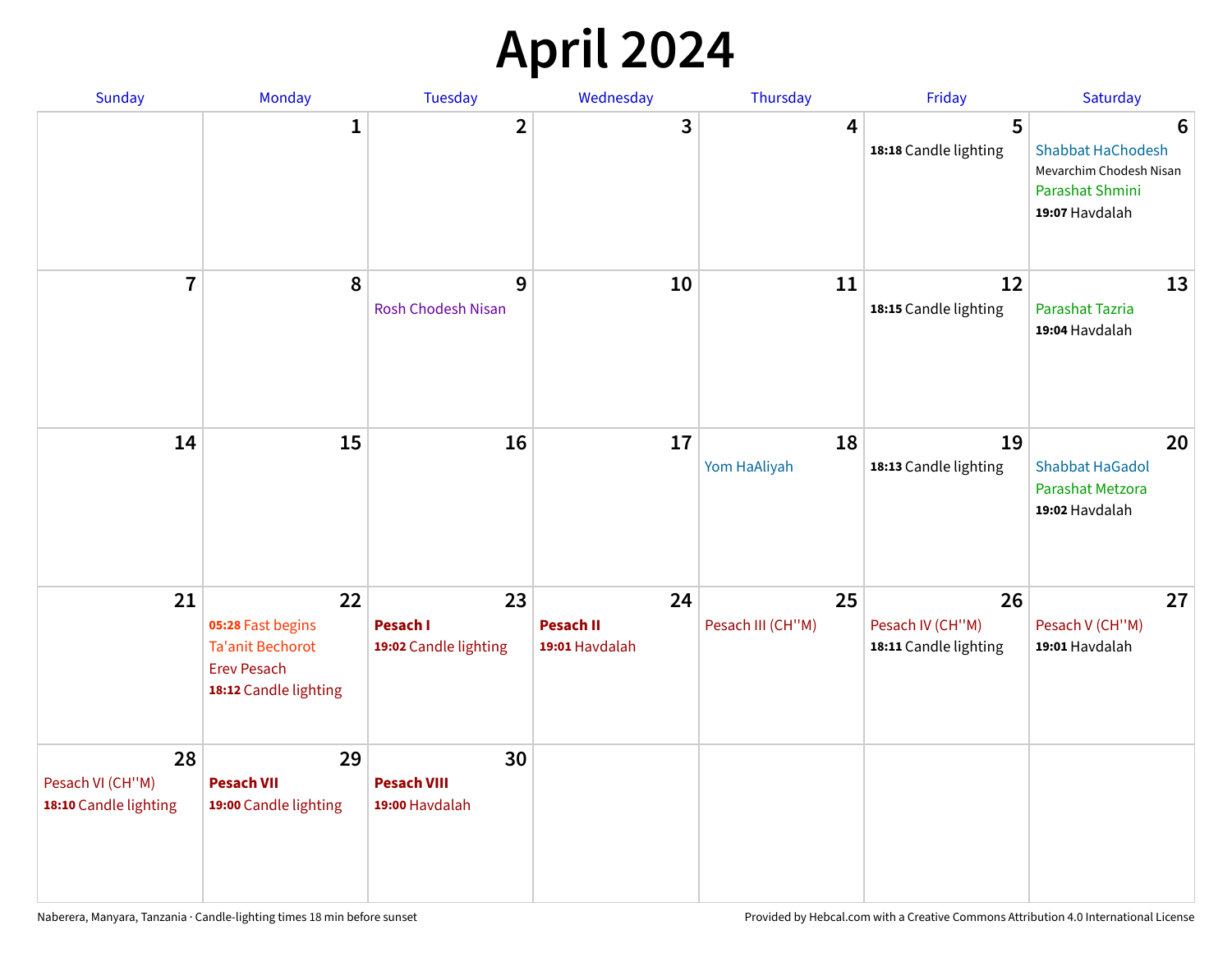# April 2024

| Sunday | Monday | Tuesday | Wednesday | Thursday | Friday | Saturday |
|---|---|---|---|---|---|---|
| | 1 | 2 | 3 | 4 | 5<br>**18:18** Candle lighting | 6<br>Shabbat HaChodesh<br>Mevarchim Chodesh Nisan<br>Parashat Shmini<br>**19:07** Havdalah |
| 7 | 8 | 9<br>Rosh Chodesh Nisan | 10 | 11 | 12<br>**18:15** Candle lighting | 13<br>Parashat Tazria<br>**19:04** Havdalah |
| 14 | 15 | 16 | 17 | 18<br>Yom HaAliyah | 19<br>**18:13** Candle lighting | 20<br>Shabbat HaGadol<br>Parashat Metzora<br>**19:02** Havdalah |
| 21 | 22<br>**05:28** Fast begins<br>Ta'anit Bechorot<br>Erev Pesach<br>**18:12** Candle lighting | 23<br>**Pesach I**<br>**19:02** Candle lighting | 24<br>**Pesach II**<br>**19:01** Havdalah | 25<br>Pesach III (CH''M) | 26<br>Pesach IV (CH''M)<br>**18:11** Candle lighting | 27<br>Pesach V (CH''M)<br>**19:01** Havdalah |
| 28<br>Pesach VI (CH''M)<br>**18:10** Candle lighting | 29<br>**Pesach VII**<br>**19:00** Candle lighting | 30<br>**Pesach VIII**<br>**19:00** Havdalah | | | | |

Naberera, Manyara, Tanzania · Candle-lighting times 18 min before sunset

Provided by Hebcal.com with a Creative Commons Attribution 4.0 International License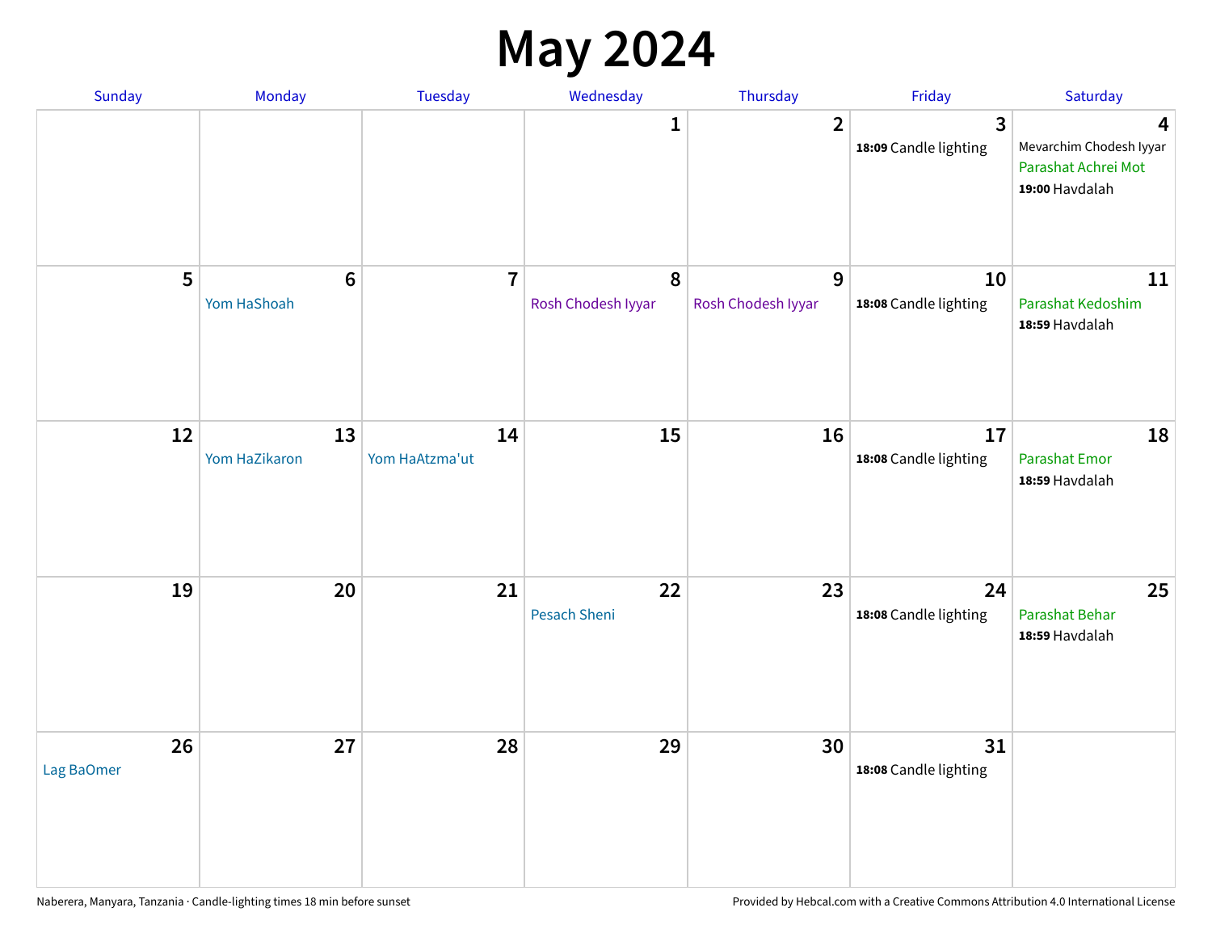# May 2024

| Sunday | Monday | Tuesday | Wednesday | Thursday | Friday | Saturday |
|---|---|---|---|---|---|---|
| | | | 1 | 2 | 3<br>**18:09** Candle lighting | 4<br>Mevarchim Chodesh Iyyar<br>Parashat Achrei Mot<br>**19:00** Havdalah |
| 5 | 6<br>Yom HaShoah | 7 | 8<br>Rosh Chodesh Iyyar | 9<br>Rosh Chodesh Iyyar | 10<br>**18:08** Candle lighting | 11<br>Parashat Kedoshim<br>**18:59** Havdalah |
| 12 | 13<br>Yom HaZikaron | 14<br>Yom HaAtzma'ut | 15 | 16 | 17<br>**18:08** Candle lighting | 18<br>Parashat Emor<br>**18:59** Havdalah |
| 19 | 20 | 21 | 22<br>Pesach Sheni | 23 | 24<br>**18:08** Candle lighting | 25<br>Parashat Behar<br>**18:59** Havdalah |
| 26<br>Lag BaOmer | 27 | 28 | 29 | 30 | 31<br>**18:08** Candle lighting | |

Naberera, Manyara, Tanzania · Candle-lighting times 18 min before sunset

Provided by Hebcal.com with a Creative Commons Attribution 4.0 International License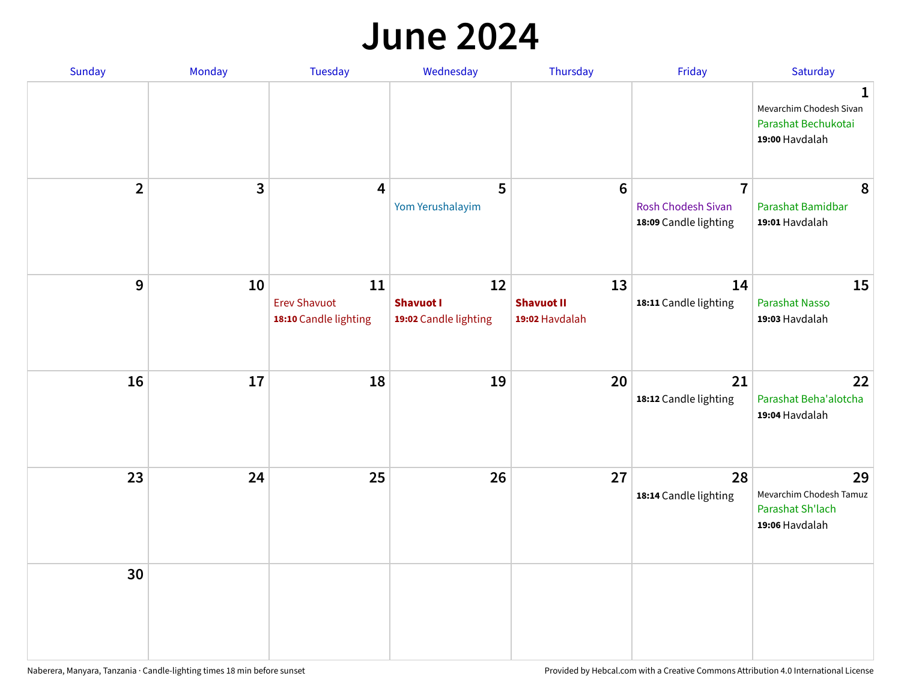# June 2024

| Sunday | Monday | Tuesday | Wednesday | Thursday | Friday | Saturday |
|---|---|---|---|---|---|---|
| | | | | | | **1**<br>Mevarchim Chodesh Sivan<br>Parashat Bechukotai<br>**19:00** Havdalah |
| **2** | **3** | **4** | **5**<br>Yom Yerushalayim | **6** | **7**<br>Rosh Chodesh Sivan<br>**18:09** Candle lighting | **8**<br>Parashat Bamidbar<br>**19:01** Havdalah |
| **9** | **10** | **11**<br>Erev Shavuot<br>**18:10** Candle lighting | **12**<br>**Shavuot I**<br>**19:02** Candle lighting | **13**<br>**Shavuot II**<br>**19:02** Havdalah | **14**<br>**18:11** Candle lighting | **15**<br>Parashat Nasso<br>**19:03** Havdalah |
| **16** | **17** | **18** | **19** | **20** | **21**<br>**18:12** Candle lighting | **22**<br>Parashat Beha'alotcha<br>**19:04** Havdalah |
| **23** | **24** | **25** | **26** | **27** | **28**<br>**18:14** Candle lighting | **29**<br>Mevarchim Chodesh Tamuz<br>Parashat Sh'lach<br>**19:06** Havdalah |
| **30** | | | | | | |

Naberera, Manyara, Tanzania · Candle-lighting times 18 min before sunset

Provided by Hebcal.com with a Creative Commons Attribution 4.0 International License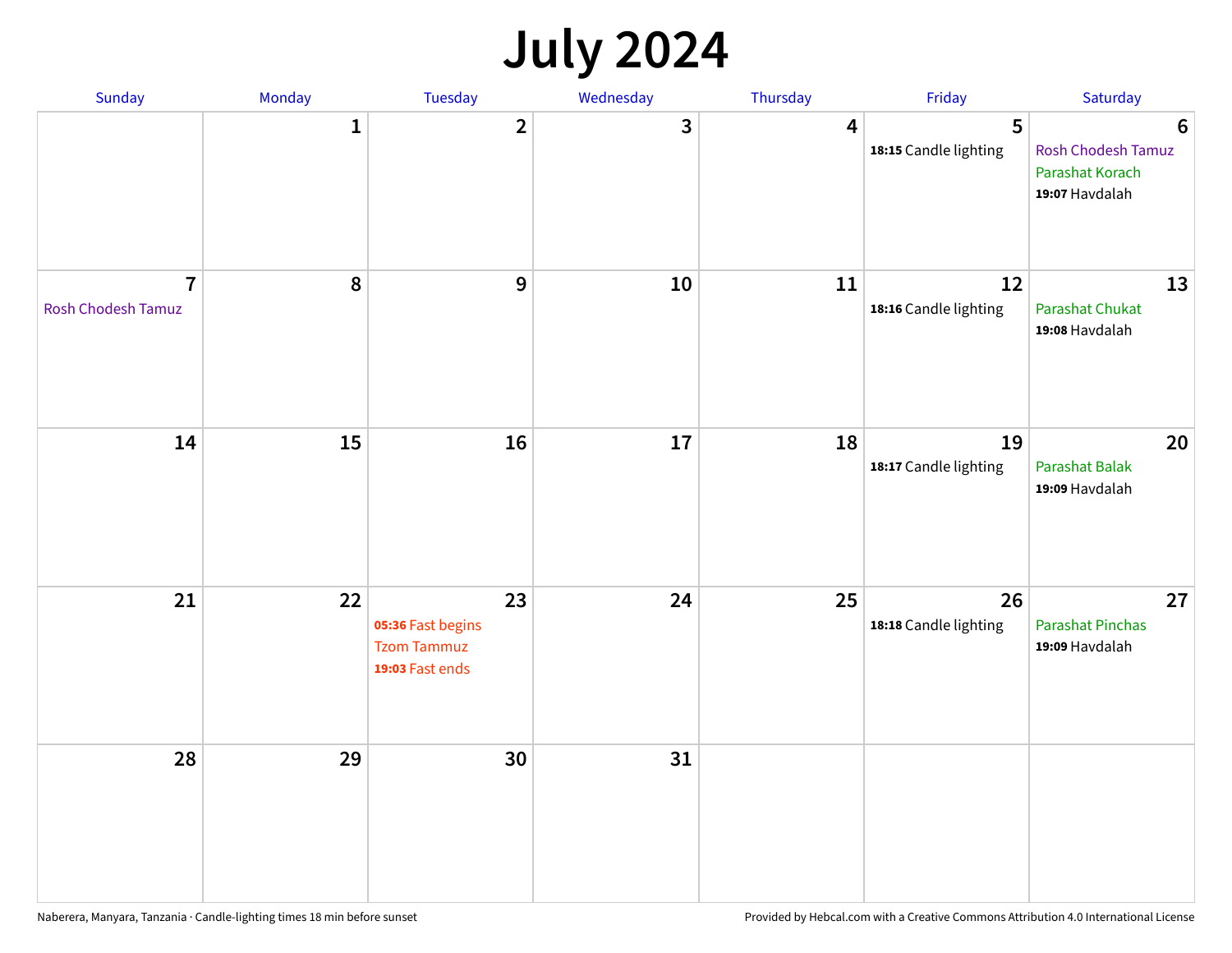# July 2024

| Sunday | Monday | Tuesday | Wednesday | Thursday | Friday | Saturday |
|---|---|---|---|---|---|---|
| | 1 | 2 | 3 | 4 | 5<br>**18:15** Candle lighting | 6<br>Rosh Chodesh Tamuz<br>Parashat Korach<br>**19:07** Havdalah |
| 7<br>Rosh Chodesh Tamuz | 8 | 9 | 10 | 11 | 12<br>**18:16** Candle lighting | 13<br>Parashat Chukat<br>**19:08** Havdalah |
| 14 | 15 | 16 | 17 | 18 | 19<br>**18:17** Candle lighting | 20<br>Parashat Balak<br>**19:09** Havdalah |
| 21 | 22 | 23<br>**05:36** Fast begins<br>Tzom Tammuz<br>**19:03** Fast ends | 24 | 25 | 26<br>**18:18** Candle lighting | 27<br>Parashat Pinchas<br>**19:09** Havdalah |
| 28 | 29 | 30 | 31 | | | |

Naberera, Manyara, Tanzania · Candle-lighting times 18 min before sunset

Provided by Hebcal.com with a Creative Commons Attribution 4.0 International License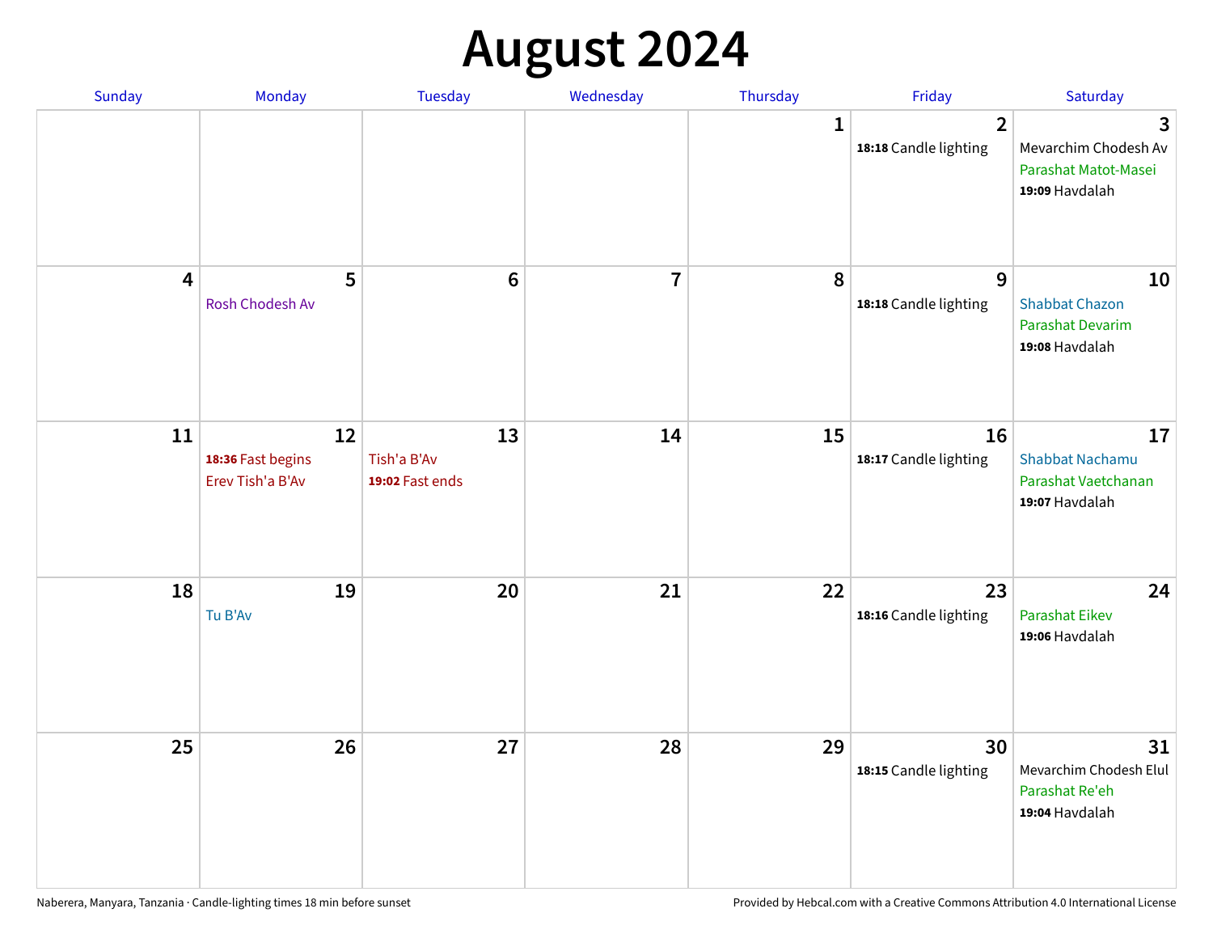# August 2024

| Sunday | Monday | Tuesday | Wednesday | Thursday | Friday | Saturday |
|---|---|---|---|---|---|---|
| | | | | 1 | 2<br>**18:18** Candle lighting | 3<br>Mevarchim Chodesh Av<br>Parashat Matot-Masei<br>**19:09** Havdalah |
| 4 | 5<br>Rosh Chodesh Av | 6 | 7 | 8 | 9<br>**18:18** Candle lighting | 10<br>Shabbat Chazon<br>Parashat Devarim<br>**19:08** Havdalah |
| 11 | 12<br>**18:36** Fast begins<br>Erev Tish'a B'Av | 13<br>Tish'a B'Av<br>**19:02** Fast ends | 14 | 15 | 16<br>**18:17** Candle lighting | 17<br>Shabbat Nachamu<br>Parashat Vaetchanan<br>**19:07** Havdalah |
| 18 | 19<br>Tu B'Av | 20 | 21 | 22 | 23<br>**18:16** Candle lighting | 24<br>Parashat Eikev<br>**19:06** Havdalah |
| 25 | 26 | 27 | 28 | 29 | 30<br>**18:15** Candle lighting | 31<br>Mevarchim Chodesh Elul<br>Parashat Re'eh<br>**19:04** Havdalah |

Naberera, Manyara, Tanzania · Candle-lighting times 18 min before sunset

Provided by Hebcal.com with a Creative Commons Attribution 4.0 International License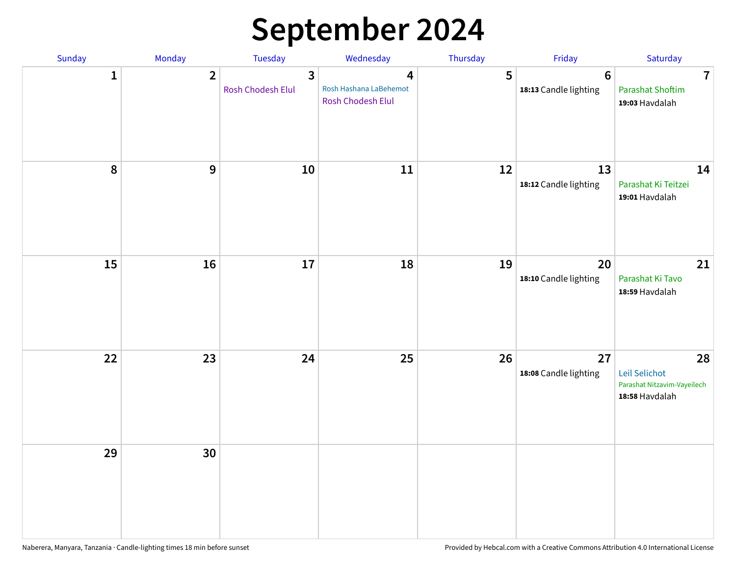# September 2024

| Sunday | Monday | Tuesday | Wednesday | Thursday | Friday | Saturday |
|---|---|---|---|---|---|---|
| 1 | 2 | 3<br>Rosh Chodesh Elul | 4<br>Rosh Hashana LaBehemot<br>Rosh Chodesh Elul | 5 | 6<br>**18:13** Candle lighting | 7<br>Parashat Shoftim<br>**19:03** Havdalah |
| 8 | 9 | 10 | 11 | 12 | 13<br>**18:12** Candle lighting | 14<br>Parashat Ki Teitzei<br>**19:01** Havdalah |
| 15 | 16 | 17 | 18 | 19 | 20<br>**18:10** Candle lighting | 21<br>Parashat Ki Tavo<br>**18:59** Havdalah |
| 22 | 23 | 24 | 25 | 26 | 27<br>**18:08** Candle lighting | 28<br>Leil Selichot<br>Parashat Nitzavim-Vayeilech<br>**18:58** Havdalah |
| 29 | 30 | | | | | |

Naberera, Manyara, Tanzania · Candle-lighting times 18 min before sunset

Provided by Hebcal.com with a Creative Commons Attribution 4.0 International License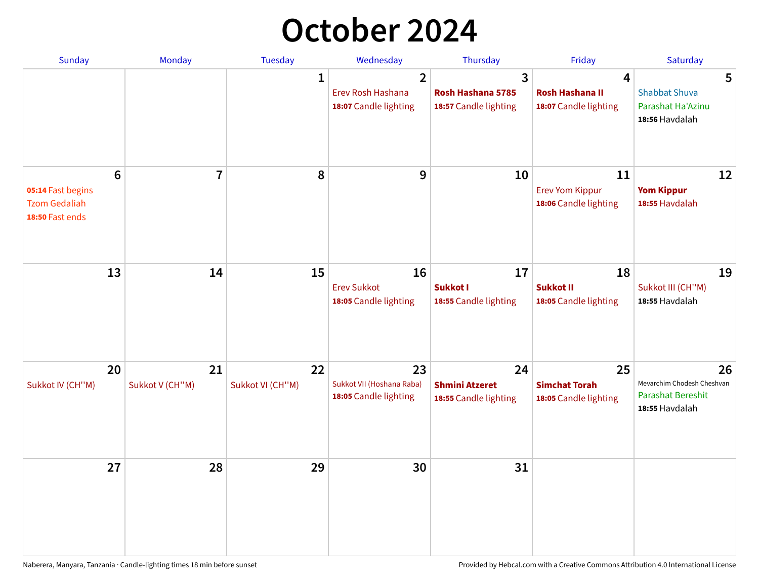# October 2024

| Sunday | Monday | Tuesday | Wednesday | Thursday | Friday | Saturday |
|---|---|---|---|---|---|---|
| | | 1 | 2<br>Erev Rosh Hashana<br>**18:07** Candle lighting | 3<br>**Rosh Hashana 5785**<br>**18:57** Candle lighting | 4<br>**Rosh Hashana II**<br>**18:07** Candle lighting | 5<br>Shabbat Shuva<br>Parashat Ha'Azinu<br>**18:56** Havdalah |
| 6<br>**05:14** Fast begins<br>Tzom Gedaliah<br>**18:50** Fast ends | 7 | 8 | 9 | 10 | 11<br>Erev Yom Kippur<br>**18:06** Candle lighting | 12<br>**Yom Kippur**<br>**18:55** Havdalah |
| 13 | 14 | 15 | 16<br>Erev Sukkot<br>**18:05** Candle lighting | 17<br>**Sukkot I**<br>**18:55** Candle lighting | 18<br>**Sukkot II**<br>**18:05** Candle lighting | 19<br>Sukkot III (CH''M)<br>**18:55** Havdalah |
| 20<br>Sukkot IV (CH''M) | 21<br>Sukkot V (CH''M) | 22<br>Sukkot VI (CH''M) | 23<br>Sukkot VII (Hoshana Raba)<br>**18:05** Candle lighting | 24<br>**Shmini Atzeret**<br>**18:55** Candle lighting | 25<br>**Simchat Torah**<br>**18:05** Candle lighting | 26<br>Mevarchim Chodesh Cheshvan<br>Parashat Bereshit<br>**18:55** Havdalah |
| 27 | 28 | 29 | 30 | 31 | | |

Naberera, Manyara, Tanzania · Candle-lighting times 18 min before sunset

Provided by Hebcal.com with a Creative Commons Attribution 4.0 International License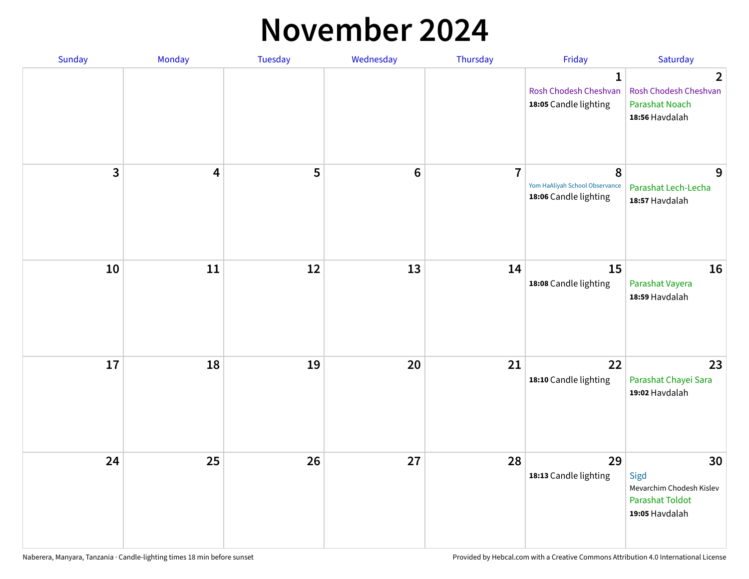# November 2024

| Sunday | Monday | Tuesday | Wednesday | Thursday | Friday | Saturday |
|---|---|---|---|---|---|---|
| | | | | | **1** Rosh Chodesh Cheshvan **18:05** Candle lighting | **2** Rosh Chodesh Cheshvan Parashat Noach **18:56** Havdalah |
| **3** | **4** | **5** | **6** | **7** | **8** Yom HaAliyah School Observance **18:06** Candle lighting | **9** Parashat Lech-Lecha **18:57** Havdalah |
| **10** | **11** | **12** | **13** | **14** | **15** **18:08** Candle lighting | **16** Parashat Vayera **18:59** Havdalah |
| **17** | **18** | **19** | **20** | **21** | **22** **18:10** Candle lighting | **23** Parashat Chayei Sara **19:02** Havdalah |
| **24** | **25** | **26** | **27** | **28** | **29** **18:13** Candle lighting | **30** Sigd Mevarchim Chodesh Kislev Parashat Toldot **19:05** Havdalah |

Naberera, Manyara, Tanzania · Candle-lighting times 18 min before sunset

Provided by Hebcal.com with a Creative Commons Attribution 4.0 International License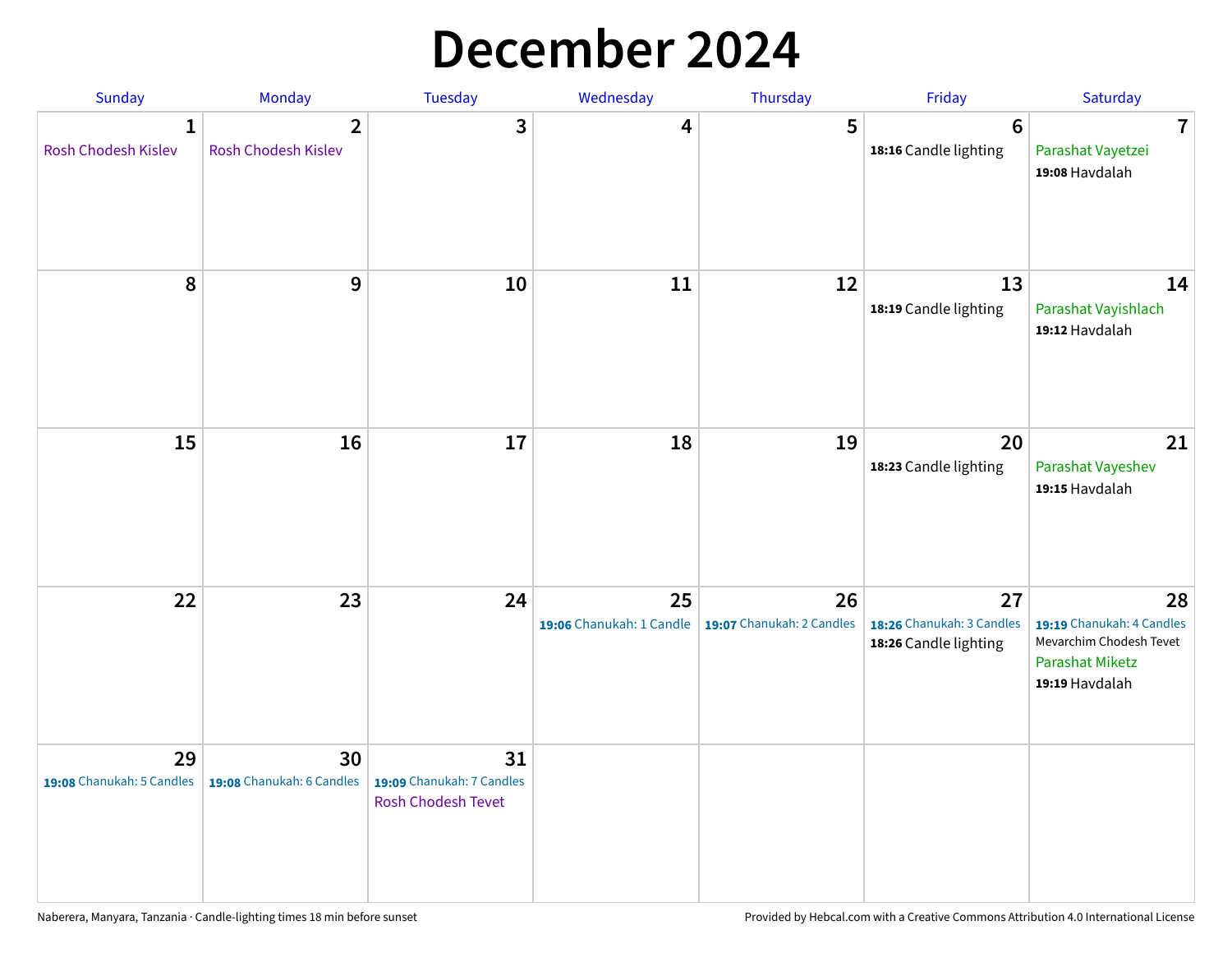# December 2024

| Sunday | Monday | Tuesday | Wednesday | Thursday | Friday | Saturday |
|---|---|---|---|---|---|---|
| 1 Rosh Chodesh Kislev | 2 Rosh Chodesh Kislev | 3 | 4 | 5 | 6 **18:16** Candle lighting | 7 Parashat Vayetzei **19:08** Havdalah |
| 8 | 9 | 10 | 11 | 12 | 13 **18:19** Candle lighting | 14 Parashat Vayishlach **19:12** Havdalah |
| 15 | 16 | 17 | 18 | 19 | 20 **18:23** Candle lighting | 21 Parashat Vayeshev **19:15** Havdalah |
| 22 | 23 | 24 | 25 **19:06** Chanukah: 1 Candle | 26 **19:07** Chanukah: 2 Candles | 27 **18:26** Chanukah: 3 Candles **18:26** Candle lighting | 28 **19:19** Chanukah: 4 Candles Mevarchim Chodesh Tevet Parashat Miketz **19:19** Havdalah |
| 29 **19:08** Chanukah: 5 Candles | 30 **19:08** Chanukah: 6 Candles | 31 **19:09** Chanukah: 7 Candles Rosh Chodesh Tevet | | | | |

Naberera, Manyara, Tanzania · Candle-lighting times 18 min before sunset

Provided by Hebcal.com with a Creative Commons Attribution 4.0 International License